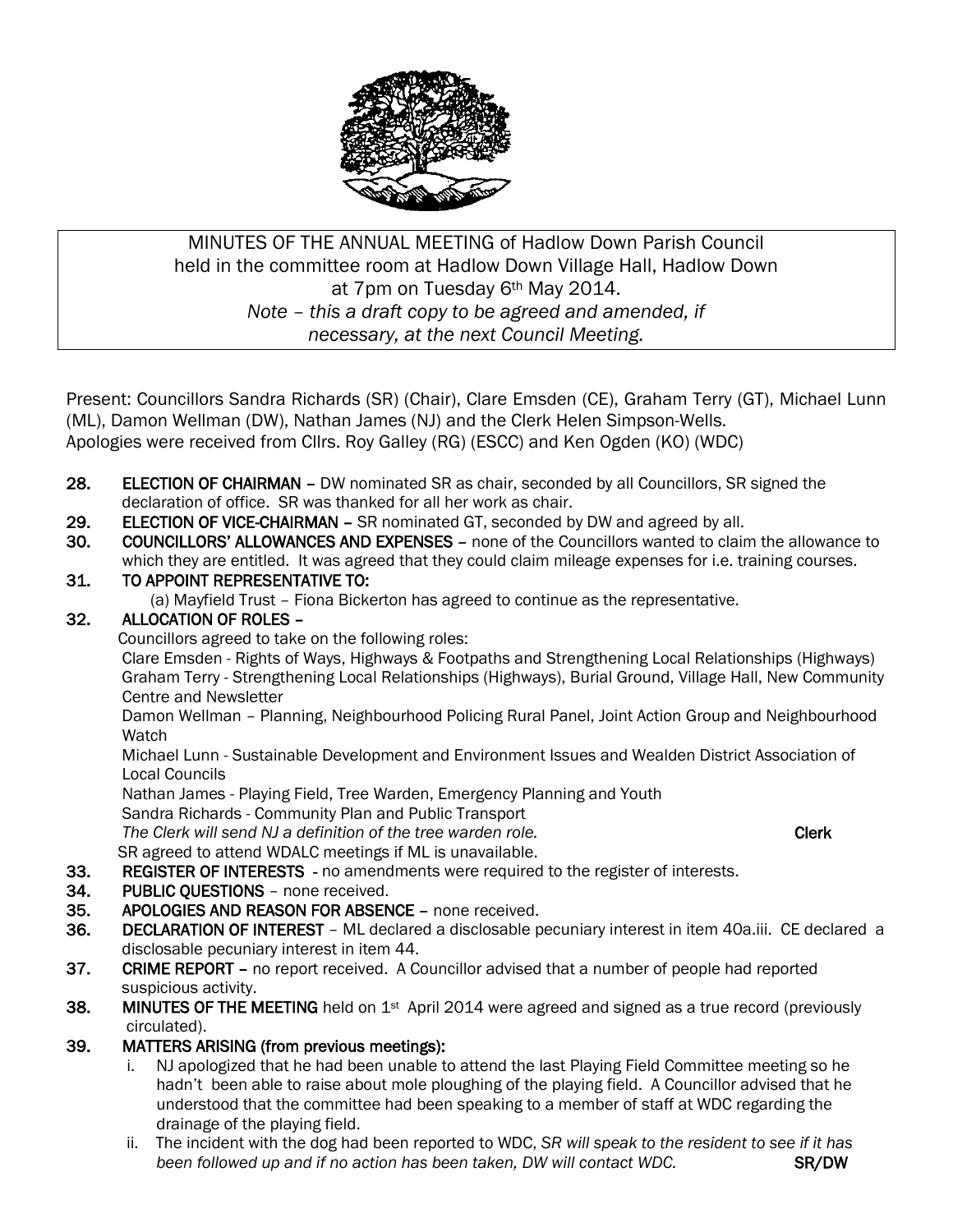MINUTES OF THE ANNUAL MEETING of Hadlow Down Parish Council held in the committee room at Hadlow Down Village Hall, Hadlow Down at 7pm on Tuesday 6th May 2014.

*Note – this a draft copy to be agreed and amended, if necessary, at the next Council Meeting.*

Present: Councillors Sandra Richards (SR) (Chair), Clare Emsden (CE), Graham Terry (GT), Michael Lunn (ML), Damon Wellman (DW), Nathan James (NJ) and the Clerk Helen Simpson-Wells.
Apologies were received from Cllrs. Roy Galley (RG) (ESCC) and Ken Ogden (KO) (WDC)

**28. ELECTION OF CHAIRMAN –** DW nominated SR as chair, seconded by all Councillors, SR signed the declaration of office. SR was thanked for all her work as chair.

**29. ELECTION OF VICE-CHAIRMAN –** SR nominated GT, seconded by DW and agreed by all.

**30. COUNCILLORS' ALLOWANCES AND EXPENSES –** none of the Councillors wanted to claim the allowance to which they are entitled. It was agreed that they could claim mileage expenses for i.e. training courses.

**31. TO APPOINT REPRESENTATIVE TO:**

(a) Mayfield Trust – Fiona Bickerton has agreed to continue as the representative.

**32. ALLOCATION OF ROLES –**

Councillors agreed to take on the following roles:

Clare Emsden - Rights of Ways, Highways & Footpaths and Strengthening Local Relationships (Highways)
Graham Terry - Strengthening Local Relationships (Highways), Burial Ground, Village Hall, New Community Centre and Newsletter
Damon Wellman – Planning, Neighbourhood Policing Rural Panel, Joint Action Group and Neighbourhood Watch
Michael Lunn - Sustainable Development and Environment Issues and Wealden District Association of Local Councils
Nathan James - Playing Field, Tree Warden, Emergency Planning and Youth
Sandra Richards - Community Plan and Public Transport
*The Clerk will send NJ a definition of the tree warden role.* **Clerk**
SR agreed to attend WDALC meetings if ML is unavailable.

**33. REGISTER OF INTERESTS -** no amendments were required to the register of interests.

**34. PUBLIC QUESTIONS** – none received.

**35. APOLOGIES AND REASON FOR ABSENCE –** none received.

**36. DECLARATION OF INTEREST** – ML declared a disclosable pecuniary interest in item 40a.iii. CE declared a disclosable pecuniary interest in item 44.

**37. CRIME REPORT –** no report received. A Councillor advised that a number of people had reported suspicious activity.

**38. MINUTES OF THE MEETING** held on 1st April 2014 were agreed and signed as a true record (previously circulated).

**39. MATTERS ARISING (from previous meetings):**

i. NJ apologized that he had been unable to attend the last Playing Field Committee meeting so he hadn't been able to raise about mole ploughing of the playing field. A Councillor advised that he understood that the committee had been speaking to a member of staff at WDC regarding the drainage of the playing field.

ii. The incident with the dog had been reported to WDC, *SR will speak to the resident to see if it has been followed up and if no action has been taken, DW will contact WDC.* **SR/DW**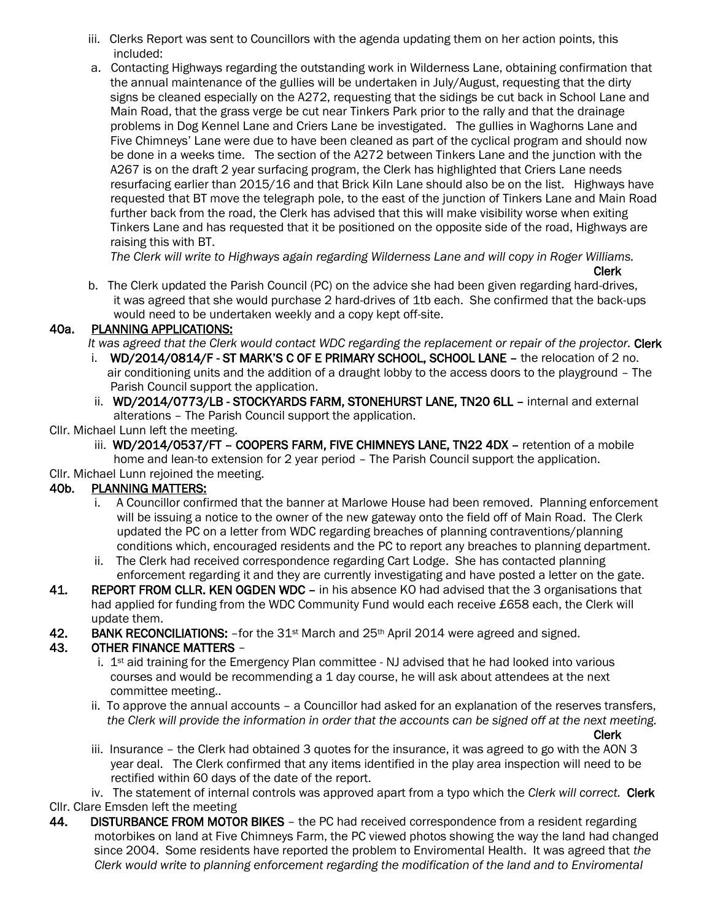iii. Clerks Report was sent to Councillors with the agenda updating them on her action points, this included:

a. Contacting Highways regarding the outstanding work in Wilderness Lane, obtaining confirmation that the annual maintenance of the gullies will be undertaken in July/August, requesting that the dirty signs be cleaned especially on the A272, requesting that the sidings be cut back in School Lane and Main Road, that the grass verge be cut near Tinkers Park prior to the rally and that the drainage problems in Dog Kennel Lane and Criers Lane be investigated. The gullies in Waghorns Lane and Five Chimneys' Lane were due to have been cleaned as part of the cyclical program and should now be done in a weeks time. The section of the A272 between Tinkers Lane and the junction with the A267 is on the draft 2 year surfacing program, the Clerk has highlighted that Criers Lane needs resurfacing earlier than 2015/16 and that Brick Kiln Lane should also be on the list. Highways have requested that BT move the telegraph pole, to the east of the junction of Tinkers Lane and Main Road further back from the road, the Clerk has advised that this will make visibility worse when exiting Tinkers Lane and has requested that it be positioned on the opposite side of the road, Highways are raising this with BT.
*The Clerk will write to Highways again regarding Wilderness Lane and will copy in Roger Williams.*
**Clerk**

b. The Clerk updated the Parish Council (PC) on the advice she had been given regarding hard-drives, it was agreed that she would purchase 2 hard-drives of 1tb each. She confirmed that the back-ups would need to be undertaken weekly and a copy kept off-site.

## 40a. PLANNING APPLICATIONS:

*It was agreed that the Clerk would contact WDC regarding the replacement or repair of the projector.* **Clerk**

i. **WD/2014/0814/F - ST MARK'S C OF E PRIMARY SCHOOL, SCHOOL LANE** – the relocation of 2 no. air conditioning units and the addition of a draught lobby to the access doors to the playground – The Parish Council support the application.

ii. **WD/2014/0773/LB - STOCKYARDS FARM, STONEHURST LANE, TN20 6LL** – internal and external alterations – The Parish Council support the application.

Cllr. Michael Lunn left the meeting.

iii. **WD/2014/0537/FT – COOPERS FARM, FIVE CHIMNEYS LANE, TN22 4DX** – retention of a mobile home and lean-to extension for 2 year period – The Parish Council support the application.

Cllr. Michael Lunn rejoined the meeting.

## 40b. PLANNING MATTERS:

i. A Councillor confirmed that the banner at Marlowe House had been removed. Planning enforcement will be issuing a notice to the owner of the new gateway onto the field off of Main Road. The Clerk updated the PC on a letter from WDC regarding breaches of planning contraventions/planning conditions which, encouraged residents and the PC to report any breaches to planning department.

ii. The Clerk had received correspondence regarding Cart Lodge. She has contacted planning enforcement regarding it and they are currently investigating and have posted a letter on the gate.

**41. REPORT FROM CLLR. KEN OGDEN WDC** – in his absence KO had advised that the 3 organisations that had applied for funding from the WDC Community Fund would each receive £658 each, the Clerk will update them.

**42. BANK RECONCILIATIONS:** –for the 31st March and 25th April 2014 were agreed and signed.

## 43. OTHER FINANCE MATTERS –

i. 1st aid training for the Emergency Plan committee - NJ advised that he had looked into various courses and would be recommending a 1 day course, he will ask about attendees at the next committee meeting..

ii. To approve the annual accounts – a Councillor had asked for an explanation of the reserves transfers, *the Clerk will provide the information in order that the accounts can be signed off at the next meeting.*
**Clerk**

iii. Insurance – the Clerk had obtained 3 quotes for the insurance, it was agreed to go with the AON 3 year deal. The Clerk confirmed that any items identified in the play area inspection will need to be rectified within 60 days of the date of the report.

iv. The statement of internal controls was approved apart from a typo which the *Clerk will correct.* **Clerk**

Cllr. Clare Emsden left the meeting

**44. DISTURBANCE FROM MOTOR BIKES** – the PC had received correspondence from a resident regarding motorbikes on land at Five Chimneys Farm, the PC viewed photos showing the way the land had changed since 2004. Some residents have reported the problem to Enviromental Health. It was agreed that *the Clerk would write to planning enforcement regarding the modification of the land and to Enviromental*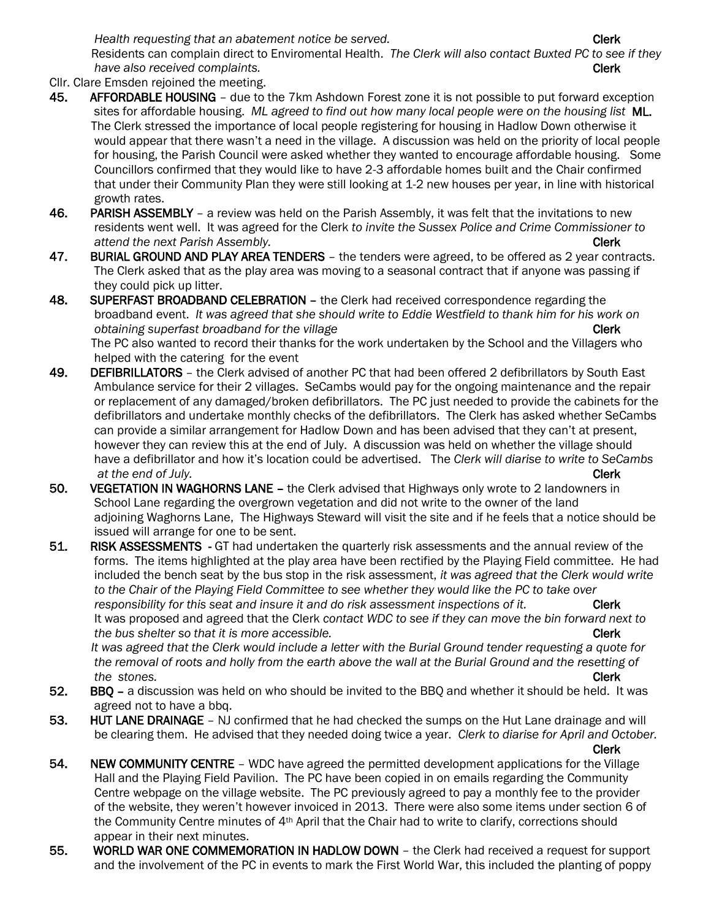*Health requesting that an abatement notice be served.* **Clerk**

Residents can complain direct to Enviromental Health. *The Clerk will also contact Buxted PC to see if they have also received complaints.* **Clerk**

Cllr. Clare Emsden rejoined the meeting.

**45. AFFORDABLE HOUSING** – due to the 7km Ashdown Forest zone it is not possible to put forward exception sites for affordable housing. *ML agreed to find out how many local people were on the housing list* **ML.**
The Clerk stressed the importance of local people registering for housing in Hadlow Down otherwise it would appear that there wasn't a need in the village. A discussion was held on the priority of local people for housing, the Parish Council were asked whether they wanted to encourage affordable housing. Some Councillors confirmed that they would like to have 2-3 affordable homes built and the Chair confirmed that under their Community Plan they were still looking at 1-2 new houses per year, in line with historical growth rates.

**46. PARISH ASSEMBLY** – a review was held on the Parish Assembly, it was felt that the invitations to new residents went well. It was agreed for the Clerk *to invite the Sussex Police and Crime Commissioner to attend the next Parish Assembly.* **Clerk**

**47. BURIAL GROUND AND PLAY AREA TENDERS** – the tenders were agreed, to be offered as 2 year contracts. The Clerk asked that as the play area was moving to a seasonal contract that if anyone was passing if they could pick up litter.

**48. SUPERFAST BROADBAND CELEBRATION** – the Clerk had received correspondence regarding the broadband event. *It was agreed that she should write to Eddie Westfield to thank him for his work on obtaining superfast broadband for the village* **Clerk**
The PC also wanted to record their thanks for the work undertaken by the School and the Villagers who helped with the catering for the event

**49. DEFIBRILLATORS** – the Clerk advised of another PC that had been offered 2 defibrillators by South East Ambulance service for their 2 villages. SeCambs would pay for the ongoing maintenance and the repair or replacement of any damaged/broken defibrillators. The PC just needed to provide the cabinets for the defibrillators and undertake monthly checks of the defibrillators. The Clerk has asked whether SeCambs can provide a similar arrangement for Hadlow Down and has been advised that they can't at present, however they can review this at the end of July. A discussion was held on whether the village should have a defibrillator and how it's location could be advertised. The *Clerk will diarise to write to SeCambs at the end of July.* **Clerk**

**50. VEGETATION IN WAGHORNS LANE** – the Clerk advised that Highways only wrote to 2 landowners in School Lane regarding the overgrown vegetation and did not write to the owner of the land adjoining Waghorns Lane, The Highways Steward will visit the site and if he feels that a notice should be issued will arrange for one to be sent.

**51. RISK ASSESSMENTS** - GT had undertaken the quarterly risk assessments and the annual review of the forms. The items highlighted at the play area have been rectified by the Playing Field committee. He had included the bench seat by the bus stop in the risk assessment, *it was agreed that the Clerk would write to the Chair of the Playing Field Committee to see whether they would like the PC to take over responsibility for this seat and insure it and do risk assessment inspections of it.* **Clerk**
It was proposed and agreed that the Clerk *contact WDC to see if they can move the bin forward next to the bus shelter so that it is more accessible.* **Clerk**
*It was agreed that the Clerk would include a letter with the Burial Ground tender requesting a quote for the removal of roots and holly from the earth above the wall at the Burial Ground and the resetting of the stones.* **Clerk**

**52. BBQ** – a discussion was held on who should be invited to the BBQ and whether it should be held. It was agreed not to have a bbq.

**53. HUT LANE DRAINAGE** – NJ confirmed that he had checked the sumps on the Hut Lane drainage and will be clearing them. He advised that they needed doing twice a year. *Clerk to diarise for April and October.* **Clerk**

**54. NEW COMMUNITY CENTRE** – WDC have agreed the permitted development applications for the Village Hall and the Playing Field Pavilion. The PC have been copied in on emails regarding the Community Centre webpage on the village website. The PC previously agreed to pay a monthly fee to the provider of the website, they weren't however invoiced in 2013. There were also some items under section 6 of the Community Centre minutes of 4th April that the Chair had to write to clarify, corrections should appear in their next minutes.

**55. WORLD WAR ONE COMMEMORATION IN HADLOW DOWN** – the Clerk had received a request for support and the involvement of the PC in events to mark the First World War, this included the planting of poppy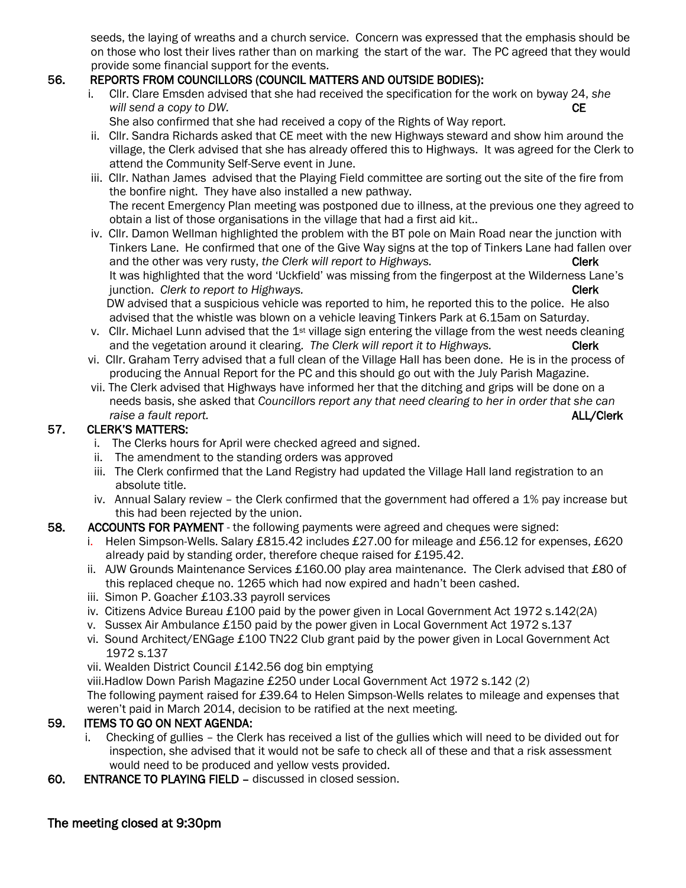seeds, the laying of wreaths and a church service. Concern was expressed that the emphasis should be on those who lost their lives rather than on marking the start of the war. The PC agreed that they would provide some financial support for the events.

**56. REPORTS FROM COUNCILLORS (COUNCIL MATTERS AND OUTSIDE BODIES):**

i. Cllr. Clare Emsden advised that she had received the specification for the work on byway 24, *she will send a copy to DW.* **CE**
She also confirmed that she had received a copy of the Rights of Way report.

ii. Cllr. Sandra Richards asked that CE meet with the new Highways steward and show him around the village, the Clerk advised that she has already offered this to Highways. It was agreed for the Clerk to attend the Community Self-Serve event in June.

iii. Cllr. Nathan James advised that the Playing Field committee are sorting out the site of the fire from the bonfire night. They have also installed a new pathway.
The recent Emergency Plan meeting was postponed due to illness, at the previous one they agreed to obtain a list of those organisations in the village that had a first aid kit..

iv. Cllr. Damon Wellman highlighted the problem with the BT pole on Main Road near the junction with Tinkers Lane. He confirmed that one of the Give Way signs at the top of Tinkers Lane had fallen over and the other was very rusty, *the Clerk will report to Highways.* **Clerk**
It was highlighted that the word 'Uckfield' was missing from the fingerpost at the Wilderness Lane's junction. *Clerk to report to Highways.* **Clerk**
DW advised that a suspicious vehicle was reported to him, he reported this to the police. He also advised that the whistle was blown on a vehicle leaving Tinkers Park at 6.15am on Saturday.

v. Cllr. Michael Lunn advised that the 1st village sign entering the village from the west needs cleaning and the vegetation around it clearing. *The Clerk will report it to Highways.* **Clerk**

vi. Cllr. Graham Terry advised that a full clean of the Village Hall has been done. He is in the process of producing the Annual Report for the PC and this should go out with the July Parish Magazine.

vii. The Clerk advised that Highways have informed her that the ditching and grips will be done on a needs basis, she asked that *Councillors report any that need clearing to her in order that she can raise a fault report.* **ALL/Clerk**

**57. CLERK'S MATTERS:**

i. The Clerks hours for April were checked agreed and signed.
ii. The amendment to the standing orders was approved
iii. The Clerk confirmed that the Land Registry had updated the Village Hall land registration to an absolute title.
iv. Annual Salary review – the Clerk confirmed that the government had offered a 1% pay increase but this had been rejected by the union.

**58. ACCOUNTS FOR PAYMENT** - the following payments were agreed and cheques were signed:

i. Helen Simpson-Wells. Salary £815.42 includes £27.00 for mileage and £56.12 for expenses, £620 already paid by standing order, therefore cheque raised for £195.42.
ii. AJW Grounds Maintenance Services £160.00 play area maintenance. The Clerk advised that £80 of this replaced cheque no. 1265 which had now expired and hadn't been cashed.
iii. Simon P. Goacher £103.33 payroll services
iv. Citizens Advice Bureau £100 paid by the power given in Local Government Act 1972 s.142(2A)
v. Sussex Air Ambulance £150 paid by the power given in Local Government Act 1972 s.137
vi. Sound Architect/ENGage £100 TN22 Club grant paid by the power given in Local Government Act 1972 s.137
vii. Wealden District Council £142.56 dog bin emptying
viii. Hadlow Down Parish Magazine £250 under Local Government Act 1972 s.142 (2)

The following payment raised for £39.64 to Helen Simpson-Wells relates to mileage and expenses that weren't paid in March 2014, decision to be ratified at the next meeting.

**59. ITEMS TO GO ON NEXT AGENDA:**

i. Checking of gullies – the Clerk has received a list of the gullies which will need to be divided out for inspection, she advised that it would not be safe to check all of these and that a risk assessment would need to be produced and yellow vests provided.

**60. ENTRANCE TO PLAYING FIELD** – discussed in closed session.

**The meeting closed at 9:30pm**